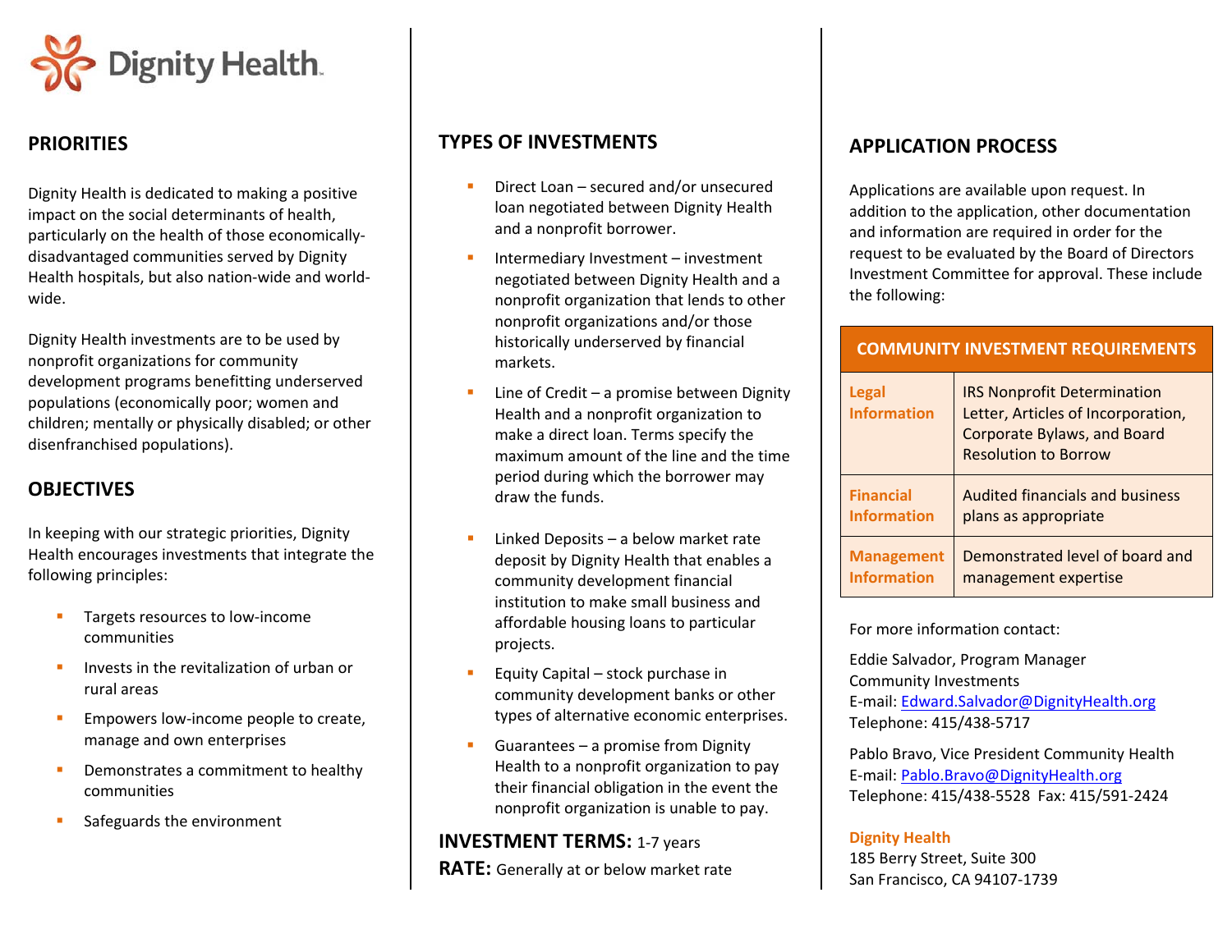Dignity Health

## PRIORITIES

Dignity Health is dedicated to making a positive impact on the social determinants of health, particularly on the health of those economically-disadvantaged communities served by Dignity Health hospitals, but also nation-wide and world-wide.

Dignity Health investments are to be used by nonprofit organizations for community development programs benefitting underserved populations (economically poor; women and children; mentally or physically disabled; or other disenfranchised populations).

## OBJECTIVES

In keeping with our strategic priorities, Dignity Health encourages investments that integrate the following principles:

- Targets resources to low-income communities
- Invests in the revitalization of urban or rural areas
- Empowers low-income people to create, manage and own enterprises
- Demonstrates a commitment to healthy communities
- Safeguards the environment

## TYPES OF INVESTMENTS

- Direct Loan – secured and/or unsecured loan negotiated between Dignity Health and a nonprofit borrower.
- Intermediary Investment – investment negotiated between Dignity Health and a nonprofit organization that lends to other nonprofit organizations and/or those historically underserved by financial markets.
- Line of Credit – a promise between Dignity Health and a nonprofit organization to make a direct loan. Terms specify the maximum amount of the line and the time period during which the borrower may draw the funds.
- Linked Deposits – a below market rate deposit by Dignity Health that enables a community development financial institution to make small business and affordable housing loans to particular projects.
- Equity Capital – stock purchase in community development banks or other types of alternative economic enterprises.
- Guarantees – a promise from Dignity Health to a nonprofit organization to pay their financial obligation in the event the nonprofit organization is unable to pay.

**INVESTMENT TERMS:** 1-7 years

**RATE:** Generally at or below market rate

## APPLICATION PROCESS

Applications are available upon request. In addition to the application, other documentation and information are required in order for the request to be evaluated by the Board of Directors Investment Committee for approval. These include the following:

| COMMUNITY INVESTMENT REQUIREMENTS | |
|---|---|
| **Legal Information** | IRS Nonprofit Determination Letter, Articles of Incorporation, Corporate Bylaws, and Board Resolution to Borrow |
| **Financial Information** | Audited financials and business plans as appropriate |
| **Management Information** | Demonstrated level of board and management expertise |

For more information contact:

Eddie Salvador, Program Manager
Community Investments
E-mail: Edward.Salvador@DignityHealth.org
Telephone: 415/438-5717

Pablo Bravo, Vice President Community Health
E-mail: Pablo.Bravo@DignityHealth.org
Telephone: 415/438-5528 Fax: 415/591-2424

**Dignity Health**
185 Berry Street, Suite 300
San Francisco, CA 94107-1739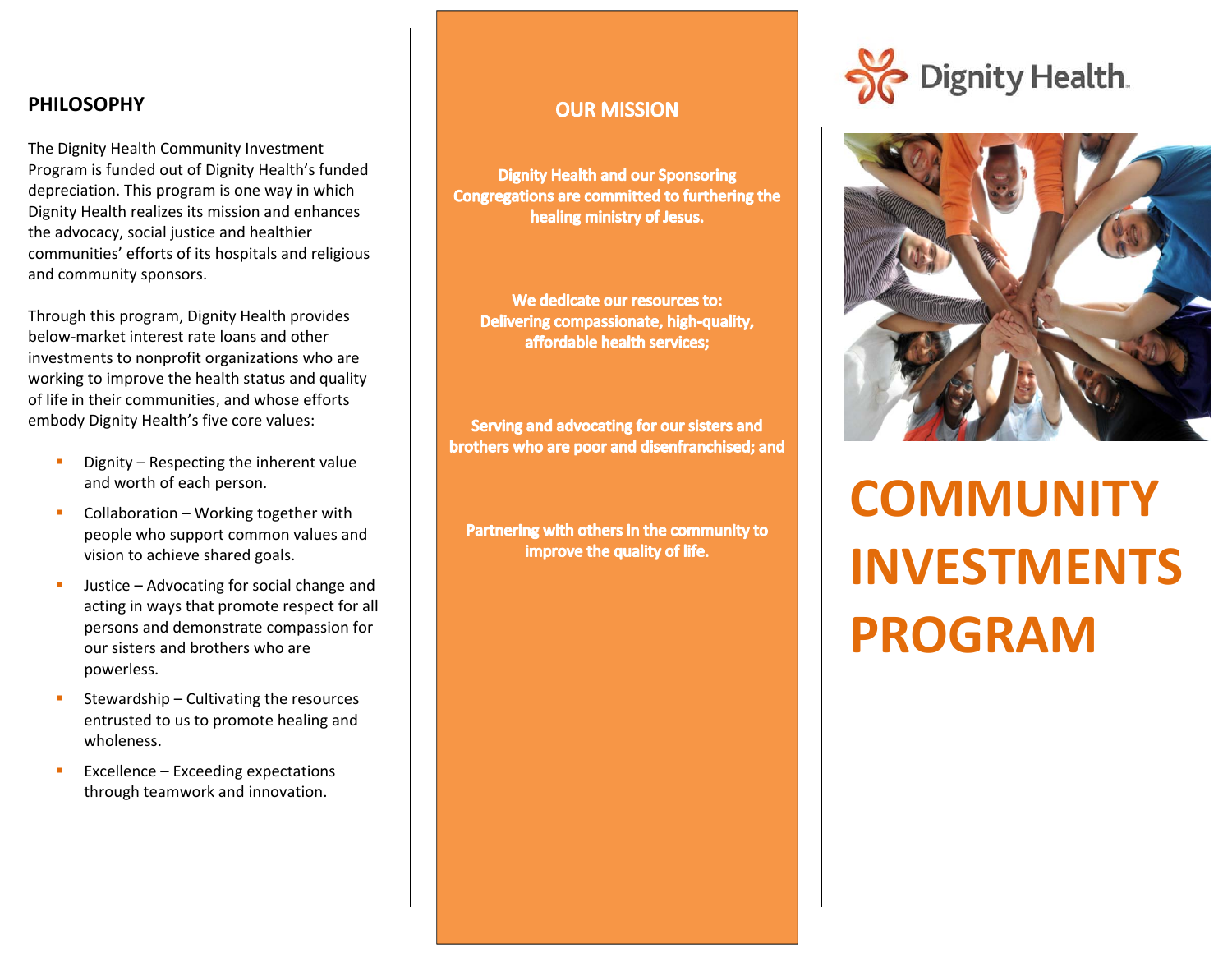## PHILOSOPHY

The Dignity Health Community Investment Program is funded out of Dignity Health's funded depreciation. This program is one way in which Dignity Health realizes its mission and enhances the advocacy, social justice and healthier communities' efforts of its hospitals and religious and community sponsors.

Through this program, Dignity Health provides below-market interest rate loans and other investments to nonprofit organizations who are working to improve the health status and quality of life in their communities, and whose efforts embody Dignity Health's five core values:

- Dignity – Respecting the inherent value and worth of each person.
- Collaboration – Working together with people who support common values and vision to achieve shared goals.
- Justice – Advocating for social change and acting in ways that promote respect for all persons and demonstrate compassion for our sisters and brothers who are powerless.
- Stewardship – Cultivating the resources entrusted to us to promote healing and wholeness.
- Excellence – Exceeding expectations through teamwork and innovation.

## OUR MISSION

**Dignity Health and our Sponsoring Congregations are committed to furthering the healing ministry of Jesus.**

**We dedicate our resources to:**
**Delivering compassionate, high-quality, affordable health services;**

**Serving and advocating for our sisters and brothers who are poor and disenfranchised; and**

**Partnering with others in the community to improve the quality of life.**

Dignity Health.

# COMMUNITY INVESTMENTS PROGRAM